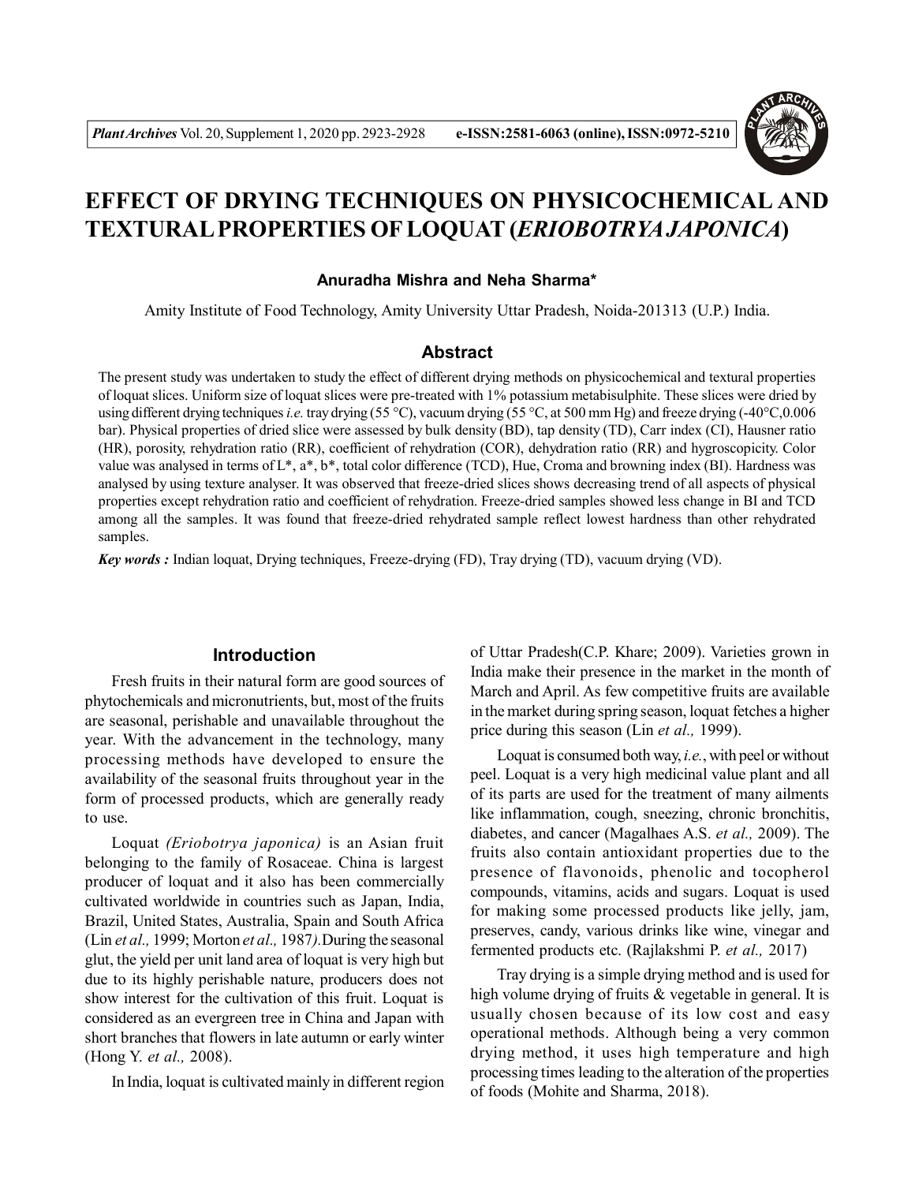# EFFECT OF DRYING TECHNIQUES ON PHYSICOCHEMICAL AND TEXTURAL PROPERTIES OF LOQUAT (*ERIOBOTRYA JAPONICA*)

**Anuradha Mishra and Neha Sharma***

Amity Institute of Food Technology, Amity University Uttar Pradesh, Noida-201313 (U.P.) India.

## Abstract

The present study was undertaken to study the effect of different drying methods on physicochemical and textural properties of loquat slices. Uniform size of loquat slices were pre-treated with 1% potassium metabisulphite. These slices were dried by using different drying techniques *i.e.* tray drying (55 °C), vacuum drying (55 °C, at 500 mm Hg) and freeze drying (-40°C,0.006 bar). Physical properties of dried slice were assessed by bulk density (BD), tap density (TD), Carr index (CI), Hausner ratio (HR), porosity, rehydration ratio (RR), coefficient of rehydration (COR), dehydration ratio (RR) and hygroscopicity. Color value was analysed in terms of L*, a*, b*, total color difference (TCD), Hue, Croma and browning index (BI). Hardness was analysed by using texture analyser. It was observed that freeze-dried slices shows decreasing trend of all aspects of physical properties except rehydration ratio and coefficient of rehydration. Freeze-dried samples showed less change in BI and TCD among all the samples. It was found that freeze-dried rehydrated sample reflect lowest hardness than other rehydrated samples.

***Key words :*** Indian loquat, Drying techniques, Freeze-drying (FD), Tray drying (TD), vacuum drying (VD).

## Introduction

Fresh fruits in their natural form are good sources of phytochemicals and micronutrients, but, most of the fruits are seasonal, perishable and unavailable throughout the year. With the advancement in the technology, many processing methods have developed to ensure the availability of the seasonal fruits throughout year in the form of processed products, which are generally ready to use.

Loquat *(Eriobotrya japonica)* is an Asian fruit belonging to the family of Rosaceae. China is largest producer of loquat and it also has been commercially cultivated worldwide in countries such as Japan, India, Brazil, United States, Australia, Spain and South Africa (Lin *et al.,* 1999; Morton *et al.,* 1987*).* During the seasonal glut, the yield per unit land area of loquat is very high but due to its highly perishable nature, producers does not show interest for the cultivation of this fruit. Loquat is considered as an evergreen tree in China and Japan with short branches that flowers in late autumn or early winter (Hong Y. *et al.,* 2008).

In India, loquat is cultivated mainly in different region of Uttar Pradesh(C.P. Khare; 2009). Varieties grown in India make their presence in the market in the month of March and April. As few competitive fruits are available in the market during spring season, loquat fetches a higher price during this season (Lin *et al.,* 1999).

Loquat is consumed both way, *i.e.*, with peel or without peel. Loquat is a very high medicinal value plant and all of its parts are used for the treatment of many ailments like inflammation, cough, sneezing, chronic bronchitis, diabetes, and cancer (Magalhaes A.S. *et al.,* 2009). The fruits also contain antioxidant properties due to the presence of flavonoids, phenolic and tocopherol compounds, vitamins, acids and sugars. Loquat is used for making some processed products like jelly, jam, preserves, candy, various drinks like wine, vinegar and fermented products etc. (Rajlakshmi P. *et al.,* 2017)

Tray drying is a simple drying method and is used for high volume drying of fruits & vegetable in general. It is usually chosen because of its low cost and easy operational methods. Although being a very common drying method, it uses high temperature and high processing times leading to the alteration of the properties of foods (Mohite and Sharma, 2018).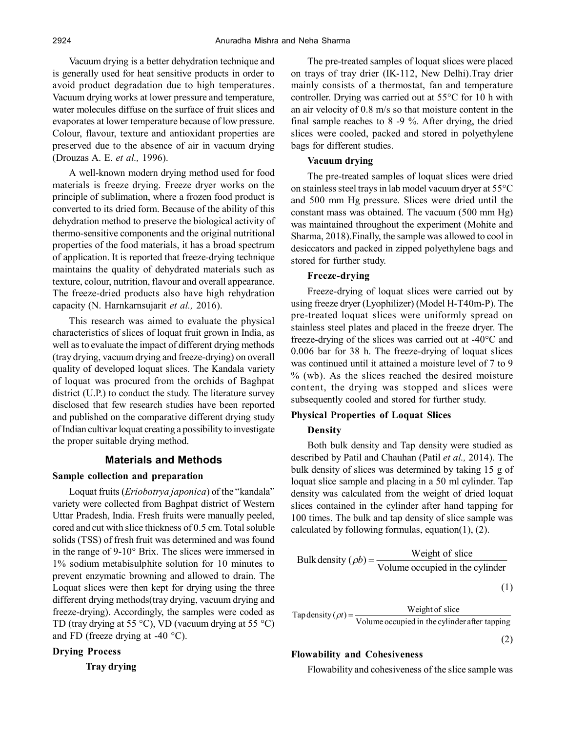Vacuum drying is a better dehydration technique and is generally used for heat sensitive products in order to avoid product degradation due to high temperatures. Vacuum drying works at lower pressure and temperature, water molecules diffuse on the surface of fruit slices and evaporates at lower temperature because of low pressure. Colour, flavour, texture and antioxidant properties are preserved due to the absence of air in vacuum drying (Drouzas A. E. *et al.,* 1996).

A well-known modern drying method used for food materials is freeze drying. Freeze dryer works on the principle of sublimation, where a frozen food product is converted to its dried form. Because of the ability of this dehydration method to preserve the biological activity of thermo-sensitive components and the original nutritional properties of the food materials, it has a broad spectrum of application. It is reported that freeze-drying technique maintains the quality of dehydrated materials such as texture, colour, nutrition, flavour and overall appearance. The freeze-dried products also have high rehydration capacity (N. Harnkarnsujarit *et al.,* 2016).

This research was aimed to evaluate the physical characteristics of slices of loquat fruit grown in India, as well as to evaluate the impact of different drying methods (tray drying, vacuum drying and freeze-drying) on overall quality of developed loquat slices. The Kandala variety of loquat was procured from the orchids of Baghpat district (U.P.) to conduct the study. The literature survey disclosed that few research studies have been reported and published on the comparative different drying study of Indian cultivar loquat creating a possibility to investigate the proper suitable drying method.

## Materials and Methods

### Sample collection and preparation

Loquat fruits (*Eriobotrya japonica*) of the "kandala" variety were collected from Baghpat district of Western Uttar Pradesh, India. Fresh fruits were manually peeled, cored and cut with slice thickness of 0.5 cm. Total soluble solids (TSS) of fresh fruit was determined and was found in the range of 9-10° Brix. The slices were immersed in 1% sodium metabisulphite solution for 10 minutes to prevent enzymatic browning and allowed to drain. The Loquat slices were then kept for drying using the three different drying methods(tray drying, vacuum drying and freeze-drying). Accordingly, the samples were coded as TD (tray drying at 55 °C), VD (vacuum drying at 55 °C) and FD (freeze drying at -40 °C).

### Drying Process

#### Tray drying

The pre-treated samples of loquat slices were placed on trays of tray drier (IK-112, New Delhi).Tray drier mainly consists of a thermostat, fan and temperature controller. Drying was carried out at 55°C for 10 h with an air velocity of 0.8 m/s so that moisture content in the final sample reaches to 8 -9 %. After drying, the dried slices were cooled, packed and stored in polyethylene bags for different studies.

#### Vacuum drying

The pre-treated samples of loquat slices were dried on stainless steel trays in lab model vacuum dryer at 55°C and 500 mm Hg pressure. Slices were dried until the constant mass was obtained. The vacuum (500 mm Hg) was maintained throughout the experiment (Mohite and Sharma, 2018).Finally, the sample was allowed to cool in desiccators and packed in zipped polyethylene bags and stored for further study.

#### Freeze-drying

Freeze-drying of loquat slices were carried out by using freeze dryer (Lyophilizer) (Model H-T40m-P). The pre-treated loquat slices were uniformly spread on stainless steel plates and placed in the freeze dryer. The freeze-drying of the slices was carried out at -40°C and 0.006 bar for 38 h. The freeze-drying of loquat slices was continued until it attained a moisture level of 7 to 9 % (wb). As the slices reached the desired moisture content, the drying was stopped and slices were subsequently cooled and stored for further study.

### Physical Properties of Loquat Slices

#### Density

Both bulk density and Tap density were studied as described by Patil and Chauhan (Patil *et al.,* 2014). The bulk density of slices was determined by taking 15 g of loquat slice sample and placing in a 50 ml cylinder. Tap density was calculated from the weight of dried loquat slices contained in the cylinder after hand tapping for 100 times. The bulk and tap density of slice sample was calculated by following formulas, equation(1), (2).

$$\text{Bulk density } (\rho b) = \frac{\text{Weight of slice}}{\text{Volume occupied in the cylinder}} \tag{1}$$

$$\text{Tap density } (\rho t) = \frac{\text{Weight of slice}}{\text{Volume occupied in the cylinder after tapping}} \tag{2}$$

### Flowability and Cohesiveness

Flowability and cohesiveness of the slice sample was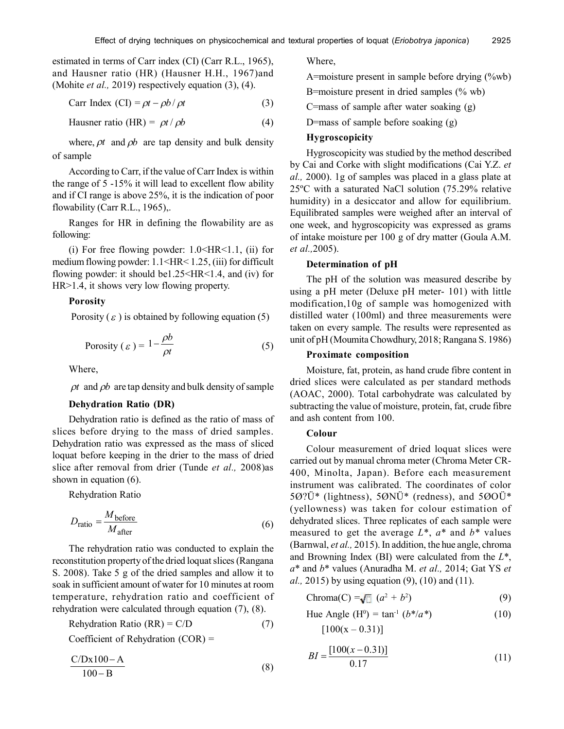estimated in terms of Carr index (CI) (Carr R.L., 1965), and Hausner ratio (HR) (Hausner H.H., 1967)and (Mohite *et al.,* 2019) respectively equation (3), (4).

$$\text{Carr Index (CI)} = \rho t - \rho b / \rho t \tag{3}$$

$$\text{Hausner ratio (HR)} = \rho t / \rho b \tag{4}$$

where, $\rho t$ and $\rho b$ are tap density and bulk density of sample

According to Carr, if the value of Carr Index is within the range of 5 -15% it will lead to excellent flow ability and if CI range is above 25%, it is the indication of poor flowability (Carr R.L., 1965),.

Ranges for HR in defining the flowability are as following:

(i) For free flowing powder: $1.0<HR<1.1$, (ii) for medium flowing powder: $1.1<HR<1.25$, (iii) for difficult flowing powder: it should be$1.25<HR<1.4$, and (iv) for $HR>1.4$, it shows very low flowing property.

### Porosity

Porosity ($\varepsilon$) is obtained by following equation (5)

$$\text{Porosity } (\varepsilon) = 1 - \frac{\rho b}{\rho t} \tag{5}$$

Where,

$\rho t$ and $\rho b$ are tap density and bulk density of sample

### Dehydration Ratio (DR)

Dehydration ratio is defined as the ratio of mass of slices before drying to the mass of dried samples. Dehydration ratio was expressed as the mass of sliced loquat before keeping in the drier to the mass of dried slice after removal from drier (Tunde *et al.,* 2008)as shown in equation (6).

Rehydration Ratio

$$D_{\text{ratio}} = \frac{M_{\text{before}}}{M_{\text{after}}} \tag{6}$$

The rehydration ratio was conducted to explain the reconstitution property of the dried loquat slices (Rangana S. 2008). Take 5 g of the dried samples and allow it to soak in sufficient amount of water for 10 minutes at room temperature, rehydration ratio and coefficient of rehydration were calculated through equation (7), (8).

$$\text{Rehydration Ratio (RR)} = C/D \tag{7}$$

Coefficient of Rehydration (COR) =

$$\frac{\text{C/Dx}100 - \text{A}}{100 - \text{B}} \tag{8}$$

Where,

A=moisture present in sample before drying (%wb)

B=moisture present in dried samples (% wb)

C=mass of sample after water soaking (g)

D=mass of sample before soaking (g)

### Hygroscopicity

Hygroscopicity was studied by the method described by Cai and Corke with slight modifications (Cai Y.Z. *et al.,* 2000). 1g of samples was placed in a glass plate at 25ºC with a saturated NaCl solution (75.29% relative humidity) in a desiccator and allow for equilibrium. Equilibrated samples were weighed after an interval of one week, and hygroscopicity was expressed as grams of intake moisture per 100 g of dry matter (Goula A.M. *et al.,*2005).

### Determination of pH

The pH of the solution was measured describe by using a pH meter (Deluxe pH meter- 101) with little modification,10g of sample was homogenized with distilled water (100ml) and three measurements were taken on every sample. The results were represented as unit of pH (Moumita Chowdhury, 2018; Rangana S. 1986)

### Proximate composition

Moisture, fat, protein, as hand crude fibre content in dried slices were calculated as per standard methods (AOAC, 2000). Total carbohydrate was calculated by subtracting the value of moisture, protein, fat, crude fibre and ash content from 100.

### Colour

Colour measurement of dried loquat slices were carried out by manual chroma meter (Chroma Meter CR-400, Minolta, Japan). Before each measurement instrument was calibrated. The coordinates of color 5Ø?Ü* (lightness), 5ØNÜ* (redness), and 5ØOÜ* (yellowness) was taken for colour estimation of dehydrated slices. Three replicates of each sample were measured to get the average $L^*$, $a^*$ and $b^*$ values (Barnwal, *et al.,* 2015). In addition, the hue angle, chroma and Browning Index (BI) were calculated from the $L^*$, $a^*$ and $b^*$ values (Anuradha M. *et al.,* 2014; Gat YS *et al.,* 2015) by using equation (9), (10) and (11).

$$\text{Chroma(C)} = \sqrt{(a^2 + b^2)} \tag{9}$$

$$\text{Hue Angle } (H^0) = \tan^{-1}(b^*/a^*) \tag{10}$$

$$[100(x - 0.31)]$$

$$BI = \frac{[100(x - 0.31)]}{0.17} \tag{11}$$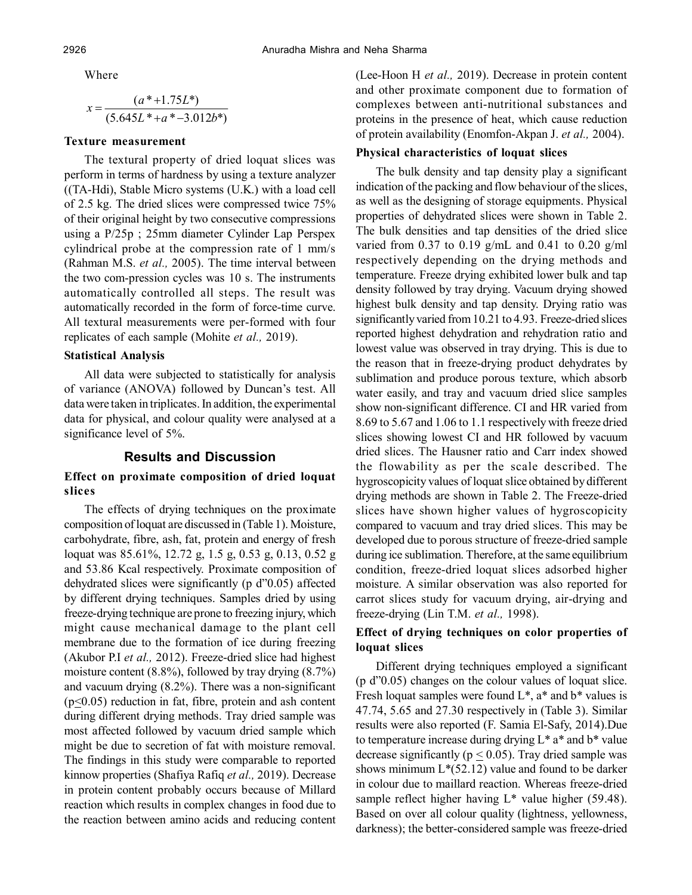Where

$$x = \frac{(a^* + 1.75L^*)}{(5.645L^* + a^* - 3.012b^*)}$$

### Texture measurement

The textural property of dried loquat slices was perform in terms of hardness by using a texture analyzer ((TA-Hdi), Stable Micro systems (U.K.) with a load cell of 2.5 kg. The dried slices were compressed twice 75% of their original height by two consecutive compressions using a P/25p ; 25mm diameter Cylinder Lap Perspex cylindrical probe at the compression rate of 1 mm/s (Rahman M.S. *et al.,* 2005). The time interval between the two com-pression cycles was 10 s. The instruments automatically controlled all steps. The result was automatically recorded in the form of force-time curve. All textural measurements were per-formed with four replicates of each sample (Mohite *et al.,* 2019).

### Statistical Analysis

All data were subjected to statistically for analysis of variance (ANOVA) followed by Duncan's test. All data were taken in triplicates. In addition, the experimental data for physical, and colour quality were analysed at a significance level of 5%.

## Results and Discussion

### Effect on proximate composition of dried loquat slices

The effects of drying techniques on the proximate composition of loquat are discussed in (Table 1). Moisture, carbohydrate, fibre, ash, fat, protein and energy of fresh loquat was 85.61%, 12.72 g, 1.5 g, 0.53 g, 0.13, 0.52 g and 53.86 Kcal respectively. Proximate composition of dehydrated slices were significantly (p d"0.05) affected by different drying techniques. Samples dried by using freeze-drying technique are prone to freezing injury, which might cause mechanical damage to the plant cell membrane due to the formation of ice during freezing (Akubor P.I *et al.,* 2012). Freeze-dried slice had highest moisture content (8.8%), followed by tray drying (8.7%) and vacuum drying (8.2%). There was a non-significant ($p \leq 0.05$) reduction in fat, fibre, protein and ash content during different drying methods. Tray dried sample was most affected followed by vacuum dried sample which might be due to secretion of fat with moisture removal. The findings in this study were comparable to reported kinnow properties (Shafiya Rafiq *et al.,* 2019). Decrease in protein content probably occurs because of Millard reaction which results in complex changes in food due to the reaction between amino acids and reducing content (Lee-Hoon H *et al.,* 2019). Decrease in protein content and other proximate component due to formation of complexes between anti-nutritional substances and proteins in the presence of heat, which cause reduction of protein availability (Enomfon-Akpan J. *et al.,* 2004).

### Physical characteristics of loquat slices

The bulk density and tap density play a significant indication of the packing and flow behaviour of the slices, as well as the designing of storage equipments. Physical properties of dehydrated slices were shown in Table 2. The bulk densities and tap densities of the dried slice varied from 0.37 to 0.19 g/mL and 0.41 to 0.20 g/ml respectively depending on the drying methods and temperature. Freeze drying exhibited lower bulk and tap density followed by tray drying. Vacuum drying showed highest bulk density and tap density. Drying ratio was significantly varied from 10.21 to 4.93. Freeze-dried slices reported highest dehydration and rehydration ratio and lowest value was observed in tray drying. This is due to the reason that in freeze-drying product dehydrates by sublimation and produce porous texture, which absorb water easily, and tray and vacuum dried slice samples show non-significant difference. CI and HR varied from 8.69 to 5.67 and 1.06 to 1.1 respectively with freeze dried slices showing lowest CI and HR followed by vacuum dried slices. The Hausner ratio and Carr index showed the flowability as per the scale described. The hygroscopicity values of loquat slice obtained by different drying methods are shown in Table 2. The Freeze-dried slices have shown higher values of hygroscopicity compared to vacuum and tray dried slices. This may be developed due to porous structure of freeze-dried sample during ice sublimation. Therefore, at the same equilibrium condition, freeze-dried loquat slices adsorbed higher moisture. A similar observation was also reported for carrot slices study for vacuum drying, air-drying and freeze-drying (Lin T.M. *et al.,* 1998).

### Effect of drying techniques on color properties of loquat slices

Different drying techniques employed a significant (p d"0.05) changes on the colour values of loquat slice. Fresh loquat samples were found L*, a* and b* values is 47.74, 5.65 and 27.30 respectively in (Table 3). Similar results were also reported (F. Samia El-Safy, 2014).Due to temperature increase during drying L* a* and b* value decrease significantly ($p \leq 0.05$). Tray dried sample was shows minimum L*(52.12) value and found to be darker in colour due to maillard reaction. Whereas freeze-dried sample reflect higher having L* value higher (59.48). Based on over all colour quality (lightness, yellowness, darkness); the better-considered sample was freeze-dried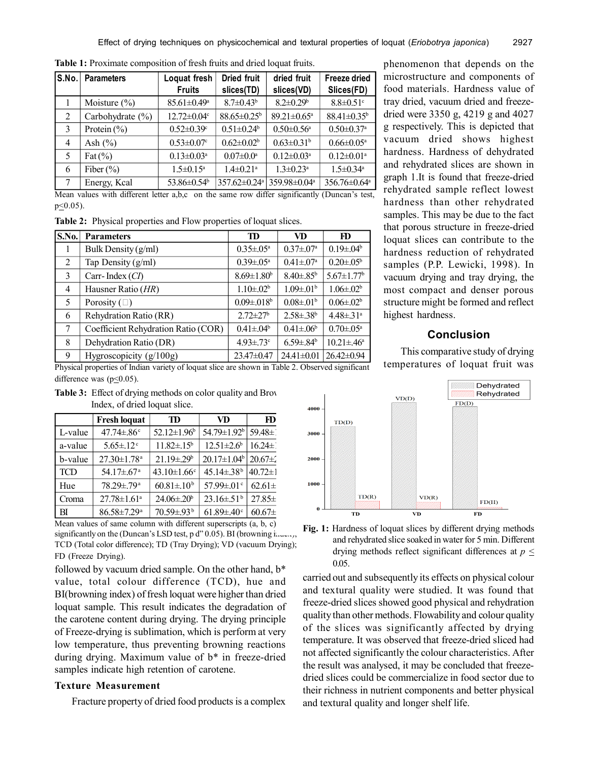**Table 1:** Proximate composition of fresh fruits and dried loquat fruits.

| S.No. | Parameters | Loquat fresh Fruits | Dried fruit slices(TD) | dried fruit slices(VD) | Freeze dried Slices(FD) |
|---|---|---|---|---|---|
| 1 | Moisture (%) | 85.61±0.49$^{a}$ | 8.7±0.43$^{b}$ | 8.2±0.29$^{b}$ | 8.8±0.51$^{c}$ |
| 2 | Carbohydrate (%) | 12.72±0.04$^{c}$ | 88.65±0.25$^{b}$ | 89.21±0.65$^{a}$ | 88.41±0.35$^{b}$ |
| 3 | Protein (%) | 0.52±0.39$^{c}$ | 0.51±0.24$^{b}$ | 0.50±0.56$^{a}$ | 0.50±0.37$^{a}$ |
| 4 | Ash (%) | 0.53±0.07$^{c}$ | 0.62±0.02$^{b}$ | 0.63±0.31$^{b}$ | 0.66±0.05$^{a}$ |
| 5 | Fat (%) | 0.13±0.03$^{a}$ | 0.07±0.0$^{a}$ | 0.12±0.03$^{a}$ | 0.12±0.01$^{a}$ |
| 6 | Fiber (%) | 1.5±0.15$^{a}$ | 1.4±0.21$^{a}$ | 1.3±0.23$^{a}$ | 1.5±0.34$^{a}$ |
| 7 | Energy, Kcal | 53.86±0.54$^{b}$ | 357.62±0.24$^{a}$ | 359.98±0.04$^{a}$ | 356.76±0.64$^{a}$ |

Mean values with different letter a,b,c on the same row differ significantly (Duncan's test, $p \leq 0.05$).

**Table 2:** Physical properties and Flow properties of loquat slices.

| S.No. | Parameters | TD | VD | FD |
|---|---|---|---|---|
| 1 | Bulk Density (g/ml) | 0.35±.05$^{a}$ | 0.37±.07$^{a}$ | 0.19±.04$^{b}$ |
| 2 | Tap Density (g/ml) | 0.39±.05$^{a}$ | 0.41±.07$^{a}$ | 0.20±.05$^{b}$ |
| 3 | Carr- Index (*CI*) | 8.69±1.80$^{b}$ | 8.40±.85$^{b}$ | 5.67±1.77$^{b}$ |
| 4 | Hausner Ratio (*HR*) | 1.10±.02$^{b}$ | 1.09±.01$^{b}$ | 1.06±.02$^{b}$ |
| 5 | Porosity (□) | 0.09±.018$^{b}$ | 0.08±.01$^{b}$ | 0.06±.02$^{b}$ |
| 6 | Rehydration Ratio (RR) | 2.72±27$^{b}$ | 2.58±.38$^{b}$ | 4.48±.31$^{a}$ |
| 7 | Coefficient Rehydration Ratio (COR) | 0.41±.04$^{b}$ | 0.41±.06$^{b}$ | 0.70±.05$^{a}$ |
| 8 | Dehydration Ratio (DR) | 4.93±.73$^{c}$ | 6.59±.84$^{b}$ | 10.21±.46$^{a}$ |
| 9 | Hygroscopicity (g/100g) | 23.47±0.47 | 24.41±0.01 | 26.42±0.94 |

Physical properties of Indian variety of loquat slice are shown in Table 2. Observed significant difference was ($p \leq 0.05$).

**Table 3:** Effect of drying methods on color quality and Brov Index, of dried loquat slice.

| | Fresh loquat | TD | VD | FD |
|---|---|---|---|---|
| L-value | 47.74±.86$^{c}$ | 52.12±1.96$^{b}$ | 54.79±1.92$^{b}$ | 59.48± |
| a-value | 5.65±.12$^{c}$ | 11.82±.15$^{b}$ | 12.51±2.6$^{b}$ | 16.24± |
| b-value | 27.30±1.78$^{a}$ | 21.19±.29$^{b}$ | 20.17±1.04$^{b}$ | 20.67± |
| TCD | 54.17±.67$^{a}$ | 43.10±1.66$^{c}$ | 45.14±.38$^{b}$ | 40.72± |
| Hue | 78.29±.79$^{a}$ | 60.81±.10$^{b}$ | 57.99±.01$^{c}$ | 62.61± |
| Croma | 27.78±1.61$^{a}$ | 24.06±.20$^{b}$ | 23.16±.51$^{b}$ | 27.85± |
| BI | 86.58±7.29$^{a}$ | 70.59±.93$^{b}$ | 61.89±.40$^{c}$ | 60.67± |

Mean values of same column with different superscripts (a, b, c) significantly on the (Duncan's LSD test, p d" 0.05). BI (browning index), TCD (Total color difference); TD (Tray Drying); VD (vacuum Drying); FD (Freeze Drying).

followed by vacuum dried sample. On the other hand, b* value, total colour difference (TCD), hue and BI(browning index) of fresh loquat were higher than dried loquat sample. This result indicates the degradation of the carotene content during drying. The drying principle of Freeze-drying is sublimation, which is perform at very low temperature, thus preventing browning reactions during drying. Maximum value of b* in freeze-dried samples indicate high retention of carotene.

### Texture Measurement

Fracture property of dried food products is a complex phenomenon that depends on the microstructure and components of food materials. Hardness value of tray dried, vacuum dried and freeze-dried were 3350 g, 4219 g and 4027 g respectively. This is depicted that vacuum dried shows highest hardness. Hardness of dehydrated and rehydrated slices are shown in graph 1.It is found that freeze-dried rehydrated sample reflect lowest hardness than other rehydrated samples. This may be due to the fact that porous structure in freeze-dried loquat slices can contribute to the hardness reduction of rehydrated samples (P.P. Lewicki, 1998). In vacuum drying and tray drying, the most compact and denser porous structure might be formed and reflect highest hardness.

**Fig. 1:** Hardness of loquat slices by different drying methods and rehydrated slice soaked in water for 5 min. Different drying methods reflect significant differences at $p \leq 0.05$.

## Conclusion

This comparative study of drying temperatures of loquat fruit was carried out and subsequently its effects on physical colour and textural quality were studied. It was found that freeze-dried slices showed good physical and rehydration quality than other methods. Flowability and colour quality of the slices was significantly affected by drying temperature. It was observed that freeze-dried sliced had not affected significantly the colour characteristics. After the result was analysed, it may be concluded that freeze-dried slices could be commercialize in food sector due to their richness in nutrient components and better physical and textural quality and longer shelf life.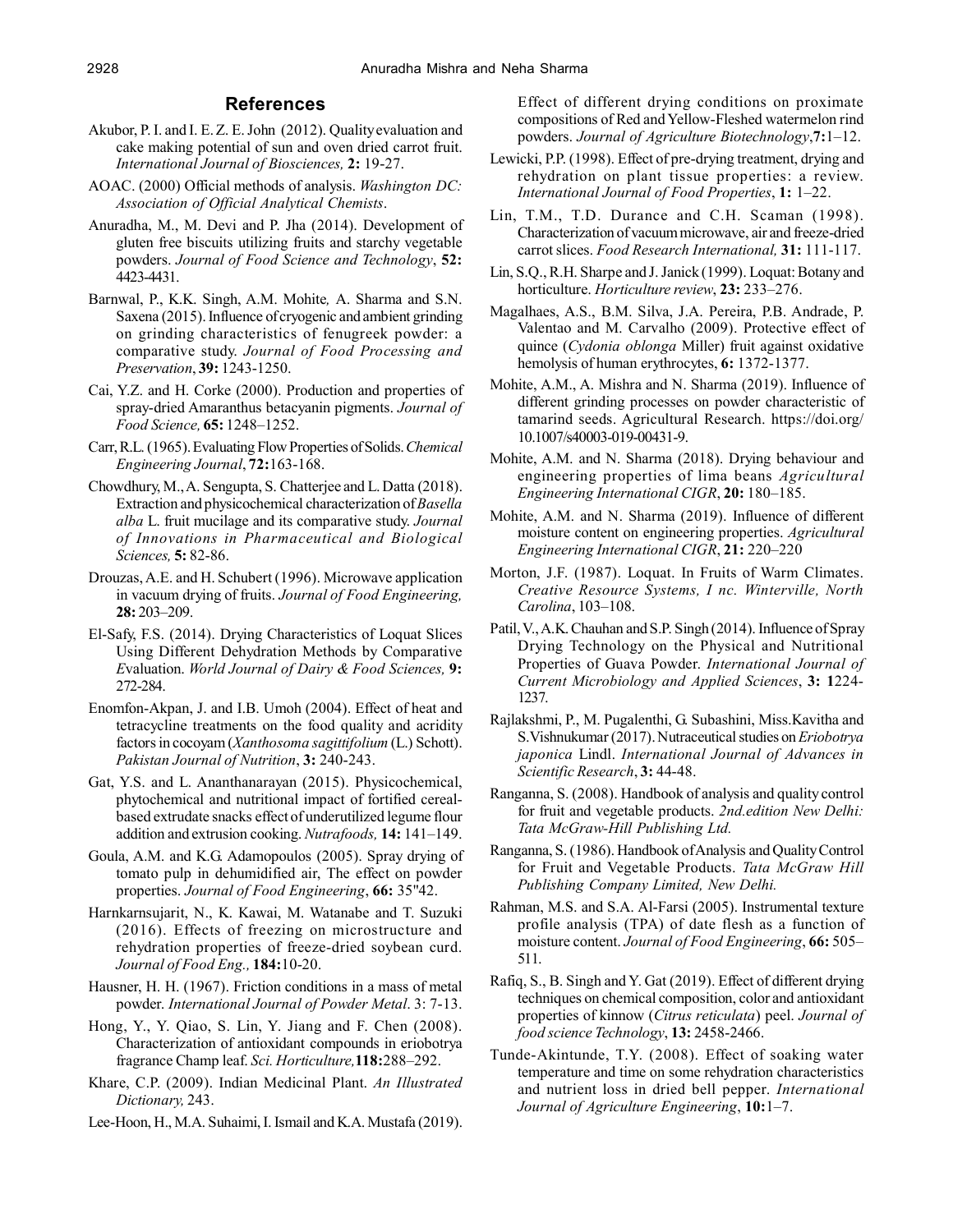## References

Akubor, P. I. and I. E. Z. E. John (2012). Quality evaluation and cake making potential of sun and oven dried carrot fruit. *International Journal of Biosciences,* **2:** 19-27.

AOAC. (2000) Official methods of analysis. *Washington DC: Association of Official Analytical Chemists*.

Anuradha, M., M. Devi and P. Jha (2014). Development of gluten free biscuits utilizing fruits and starchy vegetable powders. *Journal of Food Science and Technology*, **52:** 4423-4431.

Barnwal, P., K.K. Singh, A.M. Mohite*,* A. Sharma and S.N. Saxena (2015). Influence of cryogenic and ambient grinding on grinding characteristics of fenugreek powder: a comparative study. *Journal of Food Processing and Preservation*, **39:** 1243-1250.

Cai, Y.Z. and H. Corke (2000). Production and properties of spray-dried Amaranthus betacyanin pigments. *Journal of Food Science,* **65:** 1248–1252.

Carr, R.L. (1965). Evaluating Flow Properties of Solids. *Chemical Engineering Journal*, **72:**163-168.

Chowdhury, M., A. Sengupta, S. Chatterjee and L. Datta (2018). Extraction and physicochemical characterization of *Basella alba* L. fruit mucilage and its comparative study. *Journal of Innovations in Pharmaceutical and Biological Sciences,* **5:** 82-86.

Drouzas, A.E. and H. Schubert (1996). Microwave application in vacuum drying of fruits. *Journal of Food Engineering,* **28:** 203–209.

El-Safy, F.S. (2014). Drying Characteristics of Loquat Slices Using Different Dehydration Methods by Comparative Evaluation. *World Journal of Dairy & Food Sciences,* **9:** 272-284.

Enomfon-Akpan, J. and I.B. Umoh (2004). Effect of heat and tetracycline treatments on the food quality and acridity factors in cocoyam (*Xanthosoma sagittifolium* (L.) Schott). *Pakistan Journal of Nutrition*, **3:** 240-243.

Gat, Y.S. and L. Ananthanarayan (2015). Physicochemical, phytochemical and nutritional impact of fortified cereal-based extrudate snacks effect of underutilized legume flour addition and extrusion cooking. *Nutrafoods,* **14:** 141–149.

Goula, A.M. and K.G. Adamopoulos (2005). Spray drying of tomato pulp in dehumidified air, The effect on powder properties. *Journal of Food Engineering*, **66:** 35"42.

Harnkarnsujarit, N., K. Kawai, M. Watanabe and T. Suzuki (2016). Effects of freezing on microstructure and rehydration properties of freeze-dried soybean curd. *Journal of Food Eng.,* **184:**10-20.

Hausner, H. H. (1967). Friction conditions in a mass of metal powder. *International Journal of Powder Metal*. 3: 7-13.

Hong, Y., Y. Qiao, S. Lin, Y. Jiang and F. Chen (2008). Characterization of antioxidant compounds in eriobotrya fragrance Champ leaf. *Sci. Horticulture,***118:**288–292.

Khare, C.P. (2009). Indian Medicinal Plant. *An Illustrated Dictionary,* 243.

Lee-Hoon, H., M.A. Suhaimi, I. Ismail and K.A. Mustafa (2019). Effect of different drying conditions on proximate compositions of Red and Yellow-Fleshed watermelon rind powders. *Journal of Agriculture Biotechnology*,**7:**1–12.

Lewicki, P.P. (1998). Effect of pre-drying treatment, drying and rehydration on plant tissue properties: a review. *International Journal of Food Properties*, **1:** 1–22.

Lin, T.M., T.D. Durance and C.H. Scaman (1998). Characterization of vacuum microwave, air and freeze-dried carrot slices. *Food Research International,* **31:** 111-117.

Lin, S.Q., R.H. Sharpe and J. Janick (1999). Loquat: Botany and horticulture. *Horticulture review*, **23:** 233–276.

Magalhaes, A.S., B.M. Silva, J.A. Pereira, P.B. Andrade, P. Valentao and M. Carvalho (2009). Protective effect of quince (*Cydonia oblonga* Miller) fruit against oxidative hemolysis of human erythrocytes, **6:** 1372-1377.

Mohite, A.M., A. Mishra and N. Sharma (2019). Influence of different grinding processes on powder characteristic of tamarind seeds. Agricultural Research. https://doi.org/10.1007/s40003-019-00431-9.

Mohite, A.M. and N. Sharma (2018). Drying behaviour and engineering properties of lima beans *Agricultural Engineering International CIGR*, **20:** 180–185.

Mohite, A.M. and N. Sharma (2019). Influence of different moisture content on engineering properties. *Agricultural Engineering International CIGR*, **21:** 220–220

Morton, J.F. (1987). Loquat. In Fruits of Warm Climates. *Creative Resource Systems, I nc. Winterville, North Carolina*, 103–108.

Patil, V., A.K. Chauhan and S.P. Singh (2014). Influence of Spray Drying Technology on the Physical and Nutritional Properties of Guava Powder. *International Journal of Current Microbiology and Applied Sciences*, **3: 1**224-1237.

Rajlakshmi, P., M. Pugalenthi, G. Subashini, Miss.Kavitha and S.Vishnukumar (2017). Nutraceutical studies on *Eriobotrya japonica* Lindl. *International Journal of Advances in Scientific Research*, **3:** 44-48.

Ranganna, S. (2008). Handbook of analysis and quality control for fruit and vegetable products. *2nd.edition New Delhi: Tata McGraw-Hill Publishing Ltd.*

Ranganna, S. (1986). Handbook of Analysis and Quality Control for Fruit and Vegetable Products. *Tata McGraw Hill Publishing Company Limited, New Delhi.*

Rahman, M.S. and S.A. Al-Farsi (2005). Instrumental texture profile analysis (TPA) of date flesh as a function of moisture content. *Journal of Food Engineering*, **66:** 505–511.

Rafiq, S., B. Singh and Y. Gat (2019). Effect of different drying techniques on chemical composition, color and antioxidant properties of kinnow (*Citrus reticulata*) peel. *Journal of food science Technology*, **13:** 2458-2466.

Tunde-Akintunde, T.Y. (2008). Effect of soaking water temperature and time on some rehydration characteristics and nutrient loss in dried bell pepper. *International Journal of Agriculture Engineering*, **10:**1–7.